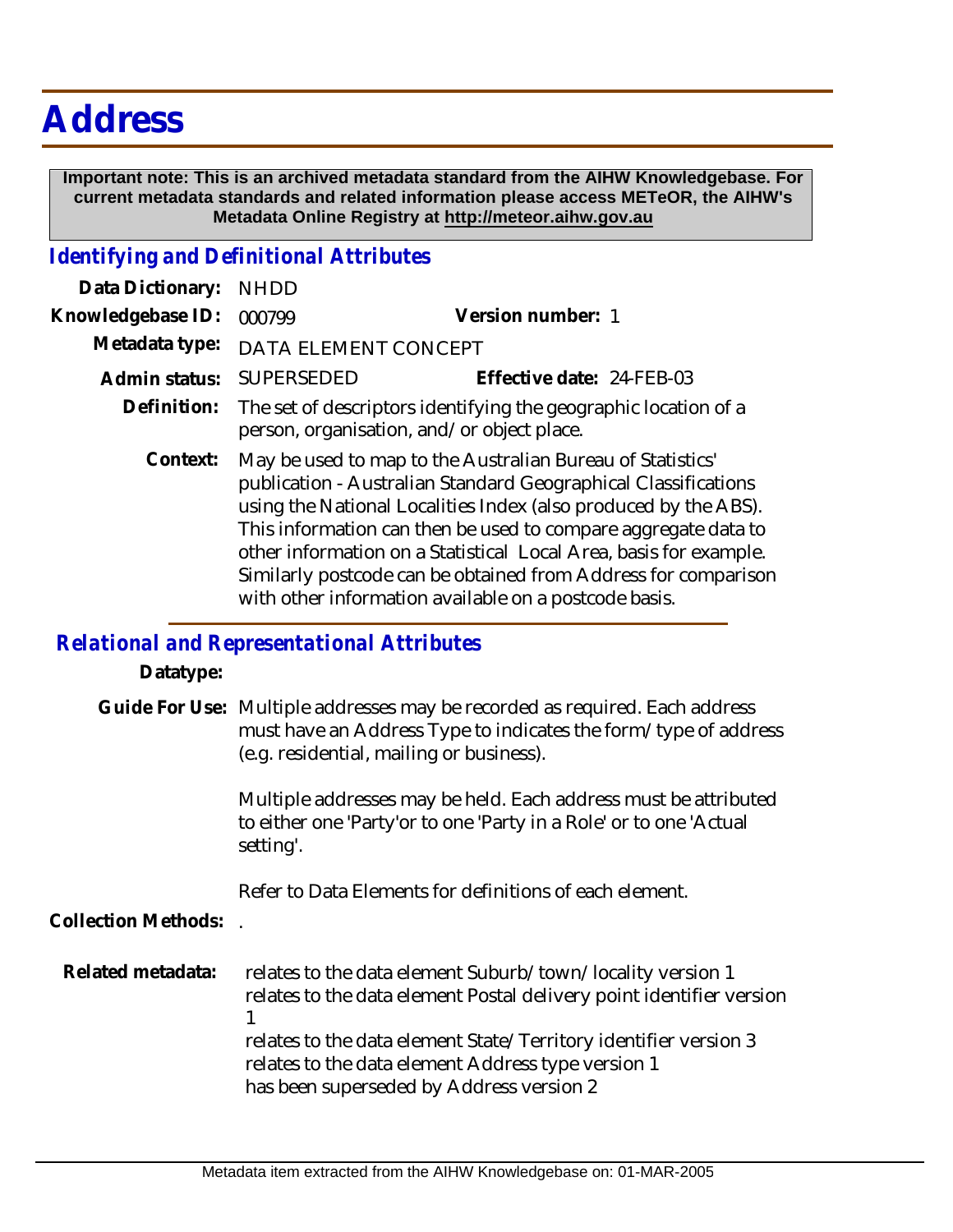# Address

**Important note: This is an archived metadata standard from the AIHW Knowledgebase. For current metadata standards and related information please access METeOR, the AIHW's Metadata Online Registry at http://meteor.aihw.gov.au**

## *Identifying and Definitional Attributes*

**Data Dictionary:** NHDD

**Knowledgebase ID:** 000799 **Version number:** 1

**Metadata type:** DATA ELEMENT CONCEPT

**Admin status:** SUPERSEDED **Effective date:** 24-FEB-03

**Definition:** The set of descriptors identifying the geographic location of a person, organisation, and/or object place.

**Context:** May be used to map to the Australian Bureau of Statistics' publication - Australian Standard Geographical Classifications using the National Localities Index (also produced by the ABS). This information can then be used to compare aggregate data to other information on a Statistical Local Area, basis for example. Similarly postcode can be obtained from Address for comparison with other information available on a postcode basis.

## *Relational and Representational Attributes*

**Datatype:**

**Guide For Use:** Multiple addresses may be recorded as required. Each address must have an Address Type to indicates the form/type of address (e.g. residential, mailing or business).

Multiple addresses may be held. Each address must be attributed to either one 'Party'or to one 'Party in a Role' or to one 'Actual setting'.

Refer to Data Elements for definitions of each element.

**Collection Methods:** .

**Related metadata:** relates to the data element Suburb/town/locality version 1
relates to the data element Postal delivery point identifier version 1
relates to the data element State/Territory identifier version 3
relates to the data element Address type version 1
has been superseded by Address version 2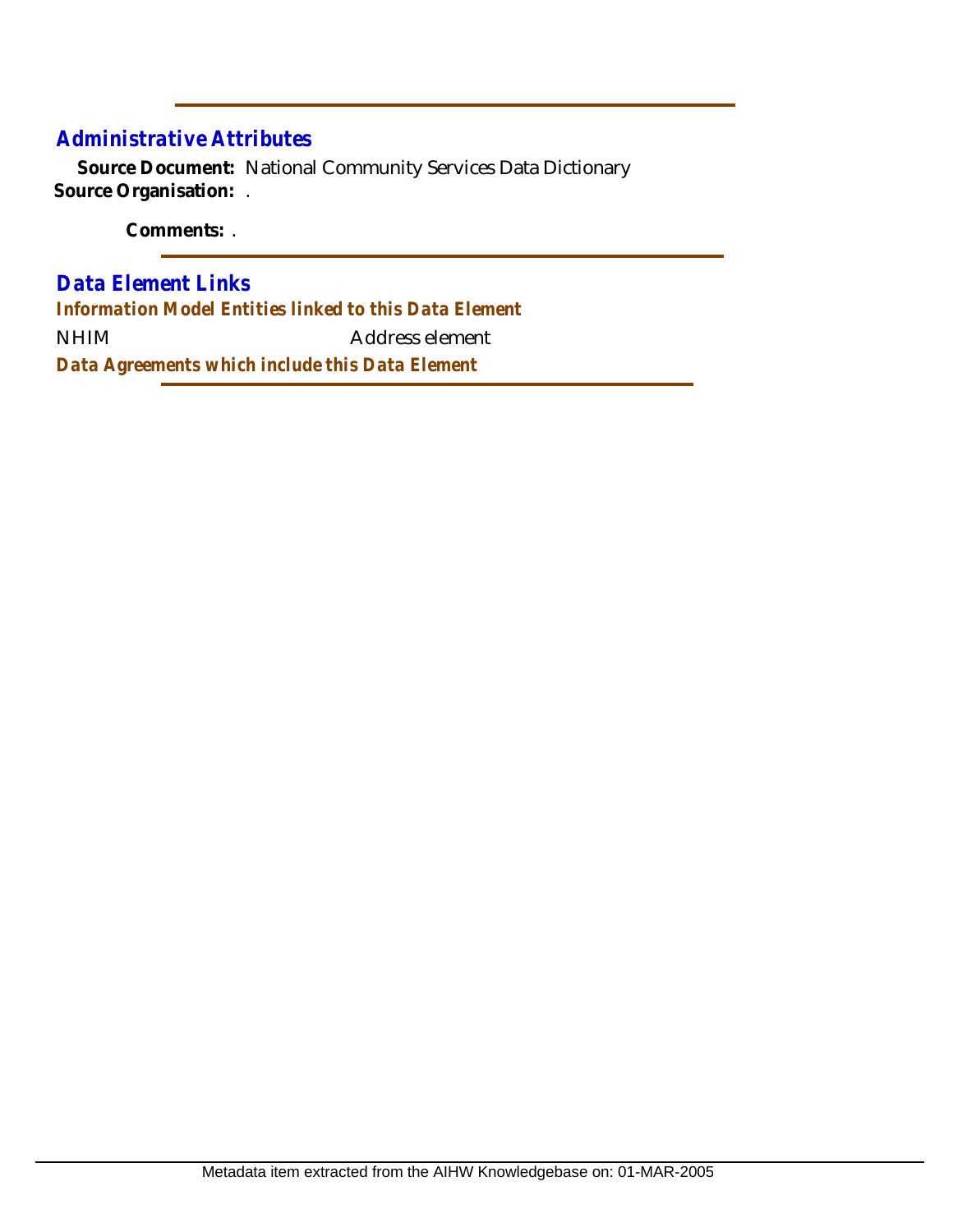## Administrative Attributes

**Source Document:** National Community Services Data Dictionary

**Source Organisation:** .

**Comments:** .

## Data Element Links

***Information Model Entities linked to this Data Element***

| | |
|---|---|
| NHIM | Address element |

***Data Agreements which include this Data Element***